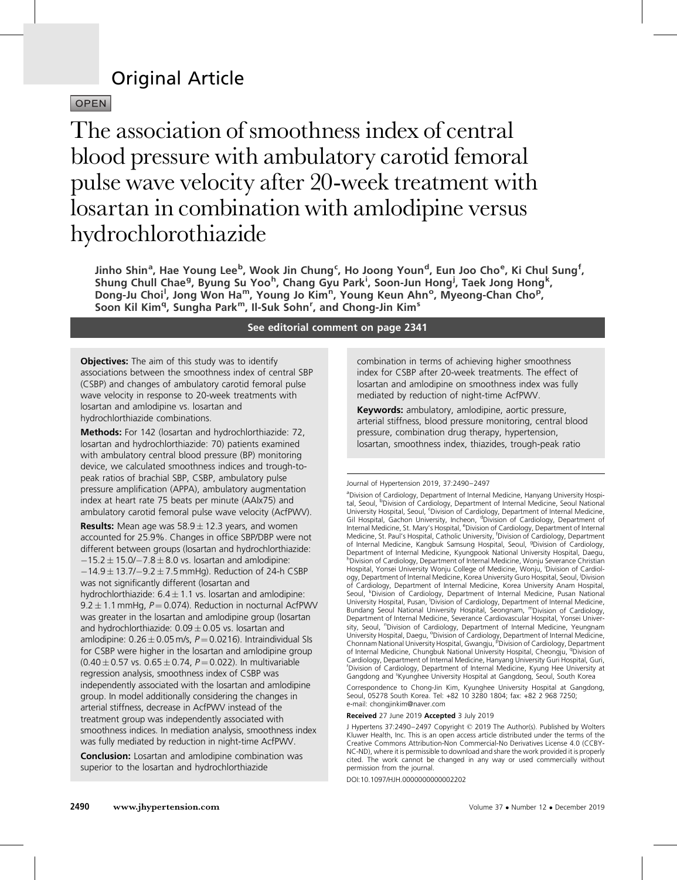# Original Article

OPEN

# The association of smoothness index of central blood pressure with ambulatory carotid femoral pulse wave velocity after 20-week treatment with losartan in combination with amlodipine versus hydrochlorothiazide

**Jinho Shin[a], Hae Young Lee[b], Wook Jin Chung[c], Ho Joong Youn[d], Eun Joo Cho[e], Ki Chul Sung[f], Shung Chull Chae[g], Byung Su Yoo[h], Chang Gyu Park[i], Soon-Jun Hong[j], Taek Jong Hong[k], Dong-Ju Choi[l], Jong Won Ha[m], Young Jo Kim[n], Young Keun Ahn[o], Myeong-Chan Cho[p], Soon Kil Kim[q], Sungha Park[m], Il-Suk Sohn[r], and Chong-Jin Kim[s]**

**See editorial comment on page 2341**

**Objectives:** The aim of this study was to identify associations between the smoothness index of central SBP (CSBP) and changes of ambulatory carotid femoral pulse wave velocity in response to 20-week treatments with losartan and amlodipine vs. losartan and hydrochlorthiazide combinations.

**Methods:** For 142 (losartan and hydrochlorthiazide: 72, losartan and hydrochlorthiazide: 70) patients examined with ambulatory central blood pressure (BP) monitoring device, we calculated smoothness indices and trough-to-peak ratios of brachial SBP, CSBP, ambulatory pulse pressure amplification (APPA), ambulatory augmentation index at heart rate 75 beats per minute (AAIx75) and ambulatory carotid femoral pulse wave velocity (AcfPWV).

**Results:** Mean age was $58.9 \pm 12.3$ years, and women accounted for 25.9%. Changes in office SBP/DBP were not different between groups (losartan and hydrochlorthiazide: $-15.2 \pm 15.0/-7.8 \pm 8.0$ vs. losartan and amlodipine: $-14.9 \pm 13.7/-9.2 \pm 7.5$ mmHg). Reduction of 24-h CSBP was not significantly different (losartan and hydrochlorthiazide: $6.4 \pm 1.1$ vs. losartan and amlodipine: $9.2 \pm 1.1$ mmHg, $P = 0.074$). Reduction in nocturnal AcfPWV was greater in the losartan and amlodipine group (losartan and hydrochlorthiazide: $0.09 \pm 0.05$ vs. losartan and amlodipine: $0.26 \pm 0.05$ m/s, $P = 0.0216$). Intraindividual SIs for CSBP were higher in the losartan and amlodipine group ($0.40 \pm 0.57$ vs. $0.65 \pm 0.74$, $P = 0.022$). In multivariable regression analysis, smoothness index of CSBP was independently associated with the losartan and amlodipine group. In model additionally considering the changes in arterial stiffness, decrease in AcfPWV instead of the treatment group was independently associated with smoothness indices. In mediation analysis, smoothness index was fully mediated by reduction in night-time AcfPWV.

**Conclusion:** Losartan and amlodipine combination was superior to the losartan and hydrochlorthiazide combination in terms of achieving higher smoothness index for CSBP after 20-week treatments. The effect of losartan and amlodipine on smoothness index was fully mediated by reduction of night-time AcfPWV.

**Keywords:** ambulatory, amlodipine, aortic pressure, arterial stiffness, blood pressure monitoring, central blood pressure, combination drug therapy, hypertension, losartan, smoothness index, thiazides, trough-peak ratio

---

Journal of Hypertension 2019, 37:2490–2497

[a]Division of Cardiology, Department of Internal Medicine, Hanyang University Hospital, Seoul, [b]Division of Cardiology, Department of Internal Medicine, Seoul National University Hospital, Seoul, [c]Division of Cardiology, Department of Internal Medicine, Gil Hospital, Gachon University, Incheon, [d]Division of Cardiology, Department of Internal Medicine, St. Mary's Hospital, [e]Division of Cardiology, Department of Internal Medicine, St. Paul's Hospital, Catholic University, [f]Division of Cardiology, Department of Internal Medicine, Kangbuk Samsung Hospital, Seoul, [g]Division of Cardiology, Department of Internal Medicine, Kyungpook National University Hospital, Daegu, [h]Division of Cardiology, Department of Internal Medicine, Wonju Severance Christian Hospital, Yonsei University Wonju College of Medicine, Wonju, [i]Division of Cardiology, Department of Internal Medicine, Korea University Guro Hospital, Seoul, [j]Division of Cardiology, Department of Internal Medicine, Korea University Anam Hospital, Seoul, [k]Division of Cardiology, Department of Internal Medicine, Pusan National University Hospital, Pusan, [l]Division of Cardiology, Department of Internal Medicine, Bundang Seoul National University Hospital, Seongnam, [m]Division of Cardiology, Department of Internal Medicine, Severance Cardiovascular Hospital, Yonsei University, Seoul, [n]Division of Cardiology, Department of Internal Medicine, Yeungnam University Hospital, Daegu, [o]Division of Cardiology, Department of Internal Medicine, Chonnam National University Hospital, Gwangju, [p]Division of Cardiology, Department of Internal Medicine, Chungbuk National University Hospital, Cheongju, [q]Division of Cardiology, Department of Internal Medicine, Hanyang University Guri Hospital, Guri, [r]Division of Cardiology, Department of Internal Medicine, Kyung Hee University at Gangdong and [s]Kyunghee University Hospital at Gangdong, Seoul, South Korea

Correspondence to Chong-Jin Kim, Kyunghee University Hospital at Gangdong, Seoul, 05278 South Korea. Tel: +82 10 3280 1804; fax: +82 2 968 7250; e-mail: chongjinkim@naver.com

**Received** 27 June 2019 **Accepted** 3 July 2019

J Hypertens 37:2490–2497 Copyright © 2019 The Author(s). Published by Wolters Kluwer Health, Inc. This is an open access article distributed under the terms of the Creative Commons Attribution-Non Commercial-No Derivatives License 4.0 (CCBY-NC-ND), where it is permissible to download and share the work provided it is properly cited. The work cannot be changed in any way or used commercially without permission from the journal.

DOI:10.1097/HJH.0000000000002202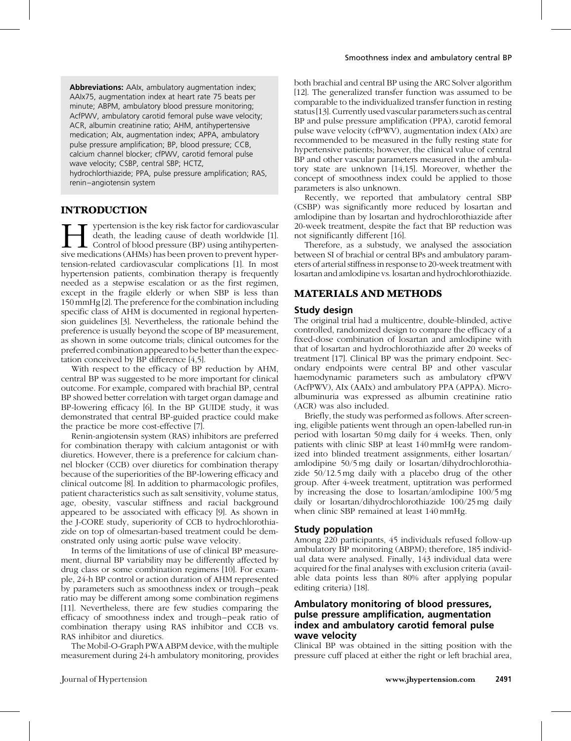**Abbreviations:** AAIx, ambulatory augmentation index; AAIx75, augmentation index at heart rate 75 beats per minute; ABPM, ambulatory blood pressure monitoring; AcfPWV, ambulatory carotid femoral pulse wave velocity; ACR, albumin creatinine ratio; AHM, antihypertensive medication; AIx, augmentation index; APPA, ambulatory pulse pressure amplification; BP, blood pressure; CCB, calcium channel blocker; cfPWV, carotid femoral pulse wave velocity; CSBP, central SBP; HCTZ, hydrochlorthiazide; PPA, pulse pressure amplification; RAS, renin–angiotensin system

## INTRODUCTION

Hypertension is the key risk factor for cardiovascular death, the leading cause of death worldwide [1]. Control of blood pressure (BP) using antihypertensive medications (AHMs) has been proven to prevent hypertension-related cardiovascular complications [1]. In most hypertension patients, combination therapy is frequently needed as a stepwise escalation or as the first regimen, except in the fragile elderly or when SBP is less than 150 mmHg [2]. The preference for the combination including specific class of AHM is documented in regional hypertension guidelines [3]. Nevertheless, the rationale behind the preference is usually beyond the scope of BP measurement, as shown in some outcome trials; clinical outcomes for the preferred combination appeared to be better than the expectation conceived by BP difference [4,5].

With respect to the efficacy of BP reduction by AHM, central BP was suggested to be more important for clinical outcome. For example, compared with brachial BP, central BP showed better correlation with target organ damage and BP-lowering efficacy [6]. In the BP GUIDE study, it was demonstrated that central BP-guided practice could make the practice be more cost-effective [7].

Renin-angiotensin system (RAS) inhibitors are preferred for combination therapy with calcium antagonist or with diuretics. However, there is a preference for calcium channel blocker (CCB) over diuretics for combination therapy because of the superiorities of the BP-lowering efficacy and clinical outcome [8]. In addition to pharmacologic profiles, patient characteristics such as salt sensitivity, volume status, age, obesity, vascular stiffness and racial background appeared to be associated with efficacy [9]. As shown in the J-CORE study, superiority of CCB to hydrochlorothiazide on top of olmesartan-based treatment could be demonstrated only using aortic pulse wave velocity.

In terms of the limitations of use of clinical BP measurement, diurnal BP variability may be differently affected by drug class or some combination regimens [10]. For example, 24-h BP control or action duration of AHM represented by parameters such as smoothness index or trough–peak ratio may be different among some combination regimens [11]. Nevertheless, there are few studies comparing the efficacy of smoothness index and trough–peak ratio of combination therapy using RAS inhibitor and CCB vs. RAS inhibitor and diuretics.

The Mobil-O-Graph PWA ABPM device, with the multiple measurement during 24-h ambulatory monitoring, provides both brachial and central BP using the ARC Solver algorithm [12]. The generalized transfer function was assumed to be comparable to the individualized transfer function in resting status [13]. Currently used vascular parameters such as central BP and pulse pressure amplification (PPA), carotid femoral pulse wave velocity (cfPWV), augmentation index (AIx) are recommended to be measured in the fully resting state for hypertensive patients; however, the clinical value of central BP and other vascular parameters measured in the ambulatory state are unknown [14,15]. Moreover, whether the concept of smoothness index could be applied to those parameters is also unknown.

Recently, we reported that ambulatory central SBP (CSBP) was significantly more reduced by losartan and amlodipine than by losartan and hydrochlorothiazide after 20-week treatment, despite the fact that BP reduction was not significantly different [16].

Therefore, as a substudy, we analysed the association between SI of brachial or central BPs and ambulatory parameters of arterial stiffness in response to 20-week treatment with losartan and amlodipine vs. losartan and hydrochlorothiazide.

## MATERIALS AND METHODS

### Study design

The original trial had a multicentre, double-blinded, active controlled, randomized design to compare the efficacy of a fixed-dose combination of losartan and amlodipine with that of losartan and hydrochlorothiazide after 20 weeks of treatment [17]. Clinical BP was the primary endpoint. Secondary endpoints were central BP and other vascular haemodynamic parameters such as ambulatory cfPWV (AcfPWV), AIx (AAIx) and ambulatory PPA (APPA). Microalbuminuria was expressed as albumin creatinine ratio (ACR) was also included.

Briefly, the study was performed as follows. After screening, eligible patients went through an open-labelled run-in period with losartan 50 mg daily for 4 weeks. Then, only patients with clinic SBP at least 140 mmHg were randomized into blinded treatment assignments, either losartan/amlodipine 50/5 mg daily or losartan/dihydrochlorothiazide 50/12.5 mg daily with a placebo drug of the other group. After 4-week treatment, uptitration was performed by increasing the dose to losartan/amlodipine 100/5 mg daily or losartan/dihydrochlorothiazide 100/25 mg daily when clinic SBP remained at least 140 mmHg.

### Study population

Among 220 participants, 45 individuals refused follow-up ambulatory BP monitoring (ABPM); therefore, 185 individual data were analysed. Finally, 143 individual data were acquired for the final analyses with exclusion criteria (available data points less than 80% after applying popular editing criteria) [18].

### Ambulatory monitoring of blood pressures, pulse pressure amplification, augmentation index and ambulatory carotid femoral pulse wave velocity

Clinical BP was obtained in the sitting position with the pressure cuff placed at either the right or left brachial area,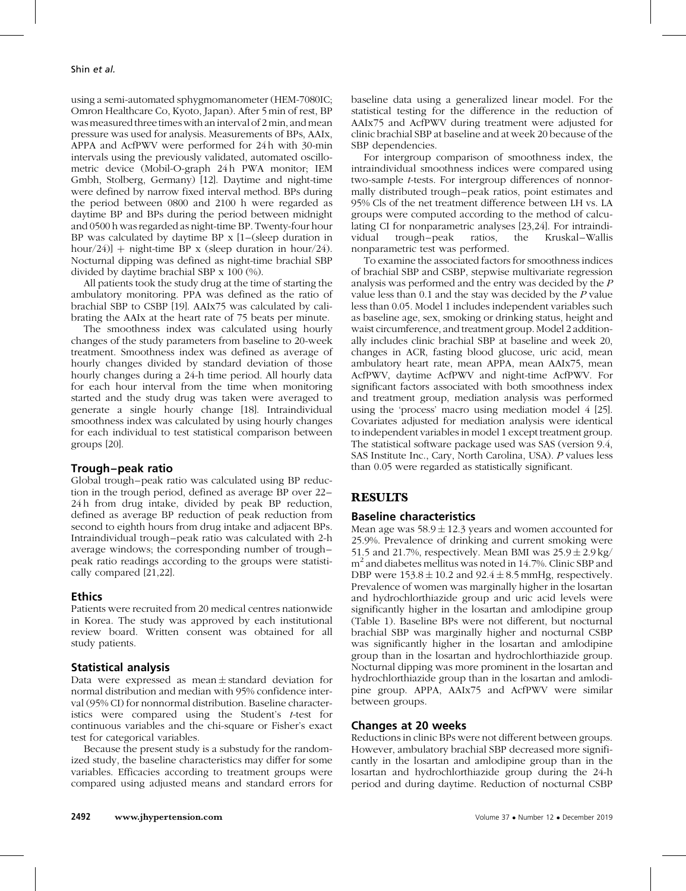using a semi-automated sphygmomanometer (HEM-7080IC; Omron Healthcare Co, Kyoto, Japan). After 5 min of rest, BP was measured three times with an interval of 2 min, and mean pressure was used for analysis. Measurements of BPs, AAIx, APPA and AcfPWV were performed for 24 h with 30-min intervals using the previously validated, automated oscillometric device (Mobil-O-graph 24 h PWA monitor; IEM Gmbh, Stolberg, Germany) [12]. Daytime and night-time were defined by narrow fixed interval method. BPs during the period between 0800 and 2100 h were regarded as daytime BP and BPs during the period between midnight and 0500 h was regarded as night-time BP. Twenty-four hour BP was calculated by daytime BP x [1–(sleep duration in hour/24)] + night-time BP x (sleep duration in hour/24). Nocturnal dipping was defined as night-time brachial SBP divided by daytime brachial SBP x 100 (%).

All patients took the study drug at the time of starting the ambulatory monitoring. PPA was defined as the ratio of brachial SBP to CSBP [19]. AAIx75 was calculated by calibrating the AAIx at the heart rate of 75 beats per minute.

The smoothness index was calculated using hourly changes of the study parameters from baseline to 20-week treatment. Smoothness index was defined as average of hourly changes divided by standard deviation of those hourly changes during a 24-h time period. All hourly data for each hour interval from the time when monitoring started and the study drug was taken were averaged to generate a single hourly change [18]. Intraindividual smoothness index was calculated by using hourly changes for each individual to test statistical comparison between groups [20].

## Trough–peak ratio

Global trough–peak ratio was calculated using BP reduction in the trough period, defined as average BP over 22–24 h from drug intake, divided by peak BP reduction, defined as average BP reduction of peak reduction from second to eighth hours from drug intake and adjacent BPs. Intraindividual trough–peak ratio was calculated with 2-h average windows; the corresponding number of trough–peak ratio readings according to the groups were statistically compared [21,22].

## Ethics

Patients were recruited from 20 medical centres nationwide in Korea. The study was approved by each institutional review board. Written consent was obtained for all study patients.

## Statistical analysis

Data were expressed as mean ± standard deviation for normal distribution and median with 95% confidence interval (95% CI) for nonnormal distribution. Baseline characteristics were compared using the Student's *t*-test for continuous variables and the chi-square or Fisher's exact test for categorical variables.

Because the present study is a substudy for the randomized study, the baseline characteristics may differ for some variables. Efficacies according to treatment groups were compared using adjusted means and standard errors for baseline data using a generalized linear model. For the statistical testing for the difference in the reduction of AAIx75 and AcfPWV during treatment were adjusted for clinic brachial SBP at baseline and at week 20 because of the SBP dependencies.

For intergroup comparison of smoothness index, the intraindividual smoothness indices were compared using two-sample *t*-tests. For intergroup differences of nonnormally distributed trough–peak ratios, point estimates and 95% CIs of the net treatment difference between LH vs. LA groups were computed according to the method of calculating CI for nonparametric analyses [23,24]. For intraindividual trough–peak ratios, the Kruskal–Wallis nonparametric test was performed.

To examine the associated factors for smoothness indices of brachial SBP and CSBP, stepwise multivariate regression analysis was performed and the entry was decided by the *P* value less than 0.1 and the stay was decided by the *P* value less than 0.05. Model 1 includes independent variables such as baseline age, sex, smoking or drinking status, height and waist circumference, and treatment group. Model 2 additionally includes clinic brachial SBP at baseline and week 20, changes in ACR, fasting blood glucose, uric acid, mean ambulatory heart rate, mean APPA, mean AAIx75, mean AcfPWV, daytime AcfPWV and night-time AcfPWV. For significant factors associated with both smoothness index and treatment group, mediation analysis was performed using the 'process' macro using mediation model 4 [25]. Covariates adjusted for mediation analysis were identical to independent variables in model 1 except treatment group. The statistical software package used was SAS (version 9.4, SAS Institute Inc., Cary, North Carolina, USA). *P* values less than 0.05 were regarded as statistically significant.

# RESULTS

## Baseline characteristics

Mean age was 58.9 ± 12.3 years and women accounted for 25.9%. Prevalence of drinking and current smoking were 51.5 and 21.7%, respectively. Mean BMI was 25.9 ± 2.9 kg/m$^2$ and diabetes mellitus was noted in 14.7%. Clinic SBP and DBP were 153.8 ± 10.2 and 92.4 ± 8.5 mmHg, respectively. Prevalence of women was marginally higher in the losartan and hydrochlorthiazide group and uric acid levels were significantly higher in the losartan and amlodipine group (Table 1). Baseline BPs were not different, but nocturnal brachial SBP was marginally higher and nocturnal CSBP was significantly higher in the losartan and amlodipine group than in the losartan and hydrochlorthiazide group. Nocturnal dipping was more prominent in the losartan and hydrochlorthiazide group than in the losartan and amlodipine group. APPA, AAIx75 and AcfPWV were similar between groups.

## Changes at 20 weeks

Reductions in clinic BPs were not different between groups. However, ambulatory brachial SBP decreased more significantly in the losartan and amlodipine group than in the losartan and hydrochlorthiazide group during the 24-h period and during daytime. Reduction of nocturnal CSBP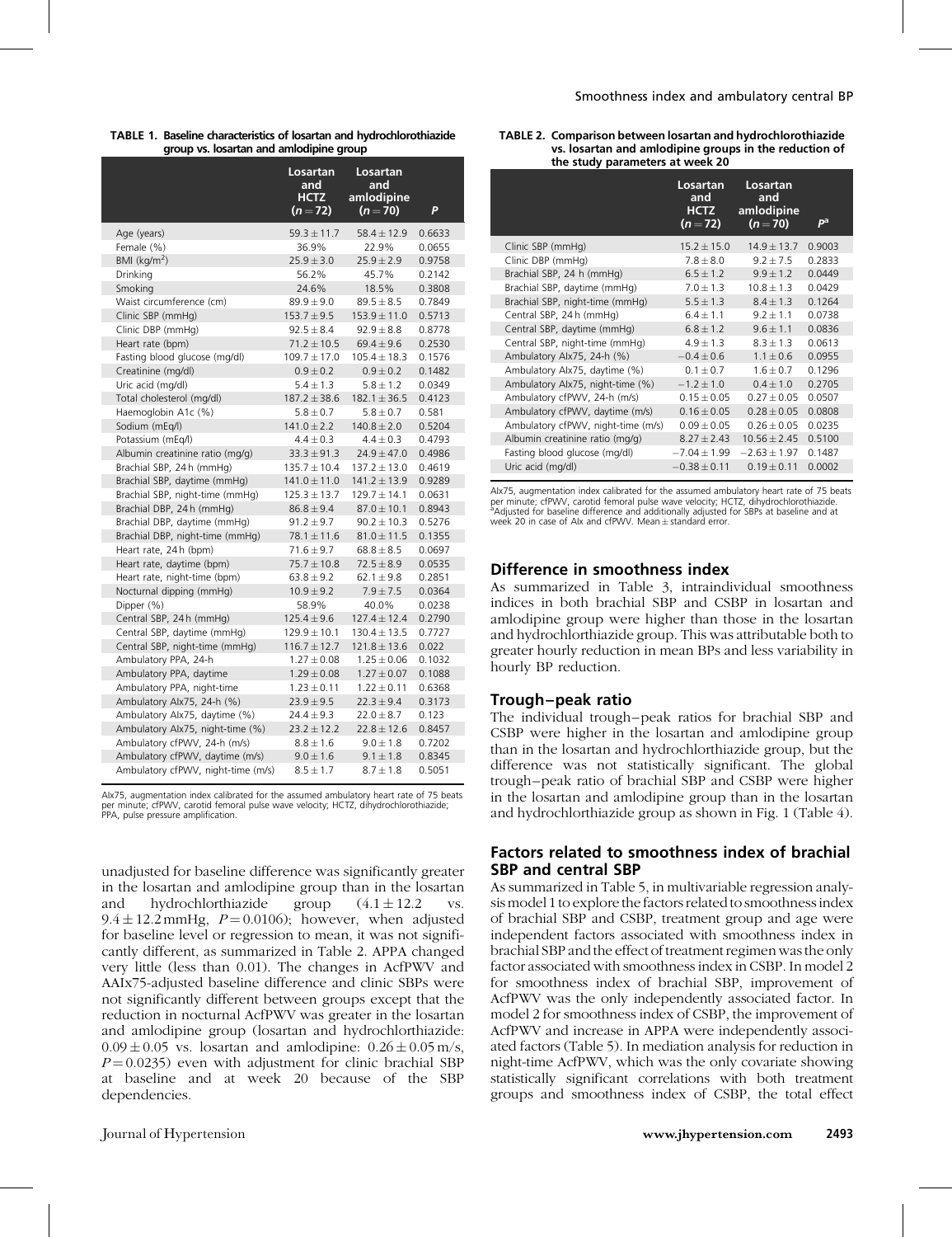**TABLE 1. Baseline characteristics of losartan and hydrochlorothiazide group vs. losartan and amlodipine group**

| | Losartan and HCTZ ($n=72$) | Losartan and amlodipine ($n=70$) | P |
|---|---|---|---|
| Age (years) | 59.3 ± 11.7 | 58.4 ± 12.9 | 0.6633 |
| Female (%) | 36.9% | 22.9% | 0.0655 |
| BMI (kg/m$^2$) | 25.9 ± 3.0 | 25.9 ± 2.9 | 0.9758 |
| Drinking | 56.2% | 45.7% | 0.2142 |
| Smoking | 24.6% | 18.5% | 0.3808 |
| Waist circumference (cm) | 89.9 ± 9.0 | 89.5 ± 8.5 | 0.7849 |
| Clinic SBP (mmHg) | 153.7 ± 9.5 | 153.9 ± 11.0 | 0.5713 |
| Clinic DBP (mmHg) | 92.5 ± 8.4 | 92.9 ± 8.8 | 0.8778 |
| Heart rate (bpm) | 71.2 ± 10.5 | 69.4 ± 9.6 | 0.2530 |
| Fasting blood glucose (mg/dl) | 109.7 ± 17.0 | 105.4 ± 18.3 | 0.1576 |
| Creatinine (mg/dl) | 0.9 ± 0.2 | 0.9 ± 0.2 | 0.1482 |
| Uric acid (mg/dl) | 5.4 ± 1.3 | 5.8 ± 1.2 | 0.0349 |
| Total cholesterol (mg/dl) | 187.2 ± 38.6 | 182.1 ± 36.5 | 0.4123 |
| Haemoglobin A1c (%) | 5.8 ± 0.7 | 5.8 ± 0.7 | 0.581 |
| Sodium (mEq/l) | 141.0 ± 2.2 | 140.8 ± 2.0 | 0.5204 |
| Potassium (mEq/l) | 4.4 ± 0.3 | 4.4 ± 0.3 | 0.4793 |
| Albumin creatinine ratio (mg/g) | 33.3 ± 91.3 | 24.9 ± 47.0 | 0.4986 |
| Brachial SBP, 24 h (mmHg) | 135.7 ± 10.4 | 137.2 ± 13.0 | 0.4619 |
| Brachial SBP, daytime (mmHg) | 141.0 ± 11.0 | 141.2 ± 13.9 | 0.9289 |
| Brachial SBP, night-time (mmHg) | 125.3 ± 13.7 | 129.7 ± 14.1 | 0.0631 |
| Brachial DBP, 24 h (mmHg) | 86.8 ± 9.4 | 87.0 ± 10.1 | 0.8943 |
| Brachial DBP, daytime (mmHg) | 91.2 ± 9.7 | 90.2 ± 10.3 | 0.5276 |
| Brachial DBP, night-time (mmHg) | 78.1 ± 11.6 | 81.0 ± 11.5 | 0.1355 |
| Heart rate, 24 h (bpm) | 71.6 ± 9.7 | 68.8 ± 8.5 | 0.0697 |
| Heart rate, daytime (bpm) | 75.7 ± 10.8 | 72.5 ± 8.9 | 0.0535 |
| Heart rate, night-time (bpm) | 63.8 ± 9.2 | 62.1 ± 9.8 | 0.2851 |
| Nocturnal dipping (mmHg) | 10.9 ± 9.2 | 7.9 ± 7.5 | 0.0364 |
| Dipper (%) | 58.9% | 40.0% | 0.0238 |
| Central SBP, 24 h (mmHg) | 125.4 ± 9.6 | 127.4 ± 12.4 | 0.2790 |
| Central SBP, daytime (mmHg) | 129.9 ± 10.1 | 130.4 ± 13.5 | 0.7727 |
| Central SBP, night-time (mmHg) | 116.7 ± 12.7 | 121.8 ± 13.6 | 0.022 |
| Ambulatory PPA, 24-h | 1.27 ± 0.08 | 1.25 ± 0.06 | 0.1032 |
| Ambulatory PPA, daytime | 1.29 ± 0.08 | 1.27 ± 0.07 | 0.1088 |
| Ambulatory PPA, night-time | 1.23 ± 0.11 | 1.22 ± 0.11 | 0.6368 |
| Ambulatory AIx75, 24-h (%) | 23.9 ± 9.5 | 22.3 ± 9.4 | 0.3173 |
| Ambulatory AIx75, daytime (%) | 24.4 ± 9.3 | 22.0 ± 8.7 | 0.123 |
| Ambulatory AIx75, night-time (%) | 23.2 ± 12.2 | 22.8 ± 12.6 | 0.8457 |
| Ambulatory cfPWV, 24-h (m/s) | 8.8 ± 1.6 | 9.0 ± 1.8 | 0.7202 |
| Ambulatory cfPWV, daytime (m/s) | 9.0 ± 1.6 | 9.1 ± 1.8 | 0.8345 |
| Ambulatory cfPWV, night-time (m/s) | 8.5 ± 1.7 | 8.7 ± 1.8 | 0.5051 |

AIx75, augmentation index calibrated for the assumed ambulatory heart rate of 75 beats per minute; cfPWV, carotid femoral pulse wave velocity; HCTZ, dihydrochlorothiazide; PPA, pulse pressure amplification.

unadjusted for baseline difference was significantly greater in the losartan and amlodipine group than in the losartan and hydrochlorthiazide group (4.1 ± 12.2 vs. 9.4 ± 12.2 mmHg, $P=0.0106$); however, when adjusted for baseline level or regression to mean, it was not significantly different, as summarized in Table 2. APPA changed very little (less than 0.01). The changes in AcfPWV and AAIx75-adjusted baseline difference and clinic SBPs were not significantly different between groups except that the reduction in nocturnal AcfPWV was greater in the losartan and amlodipine group (losartan and hydrochlorthiazide: 0.09 ± 0.05 vs. losartan and amlodipine: 0.26 ± 0.05 m/s, $P=0.0235$) even with adjustment for clinic brachial SBP at baseline and at week 20 because of the SBP dependencies.

**TABLE 2. Comparison between losartan and hydrochlorothiazide vs. losartan and amlodipine groups in the reduction of the study parameters at week 20**

| | Losartan and HCTZ ($n=72$) | Losartan and amlodipine ($n=70$) | P[a] |
|---|---|---|---|
| Clinic SBP (mmHg) | 15.2 ± 15.0 | 14.9 ± 13.7 | 0.9003 |
| Clinic DBP (mmHg) | 7.8 ± 8.0 | 9.2 ± 7.5 | 0.2833 |
| Brachial SBP, 24 h (mmHg) | 6.5 ± 1.2 | 9.9 ± 1.2 | 0.0449 |
| Brachial SBP, daytime (mmHg) | 7.0 ± 1.3 | 10.8 ± 1.3 | 0.0429 |
| Brachial SBP, night-time (mmHg) | 5.5 ± 1.3 | 8.4 ± 1.3 | 0.1264 |
| Central SBP, 24 h (mmHg) | 6.4 ± 1.1 | 9.2 ± 1.1 | 0.0738 |
| Central SBP, daytime (mmHg) | 6.8 ± 1.2 | 9.6 ± 1.1 | 0.0836 |
| Central SBP, night-time (mmHg) | 4.9 ± 1.3 | 8.3 ± 1.3 | 0.0613 |
| Ambulatory AIx75, 24-h (%) | −0.4 ± 0.6 | 1.1 ± 0.6 | 0.0955 |
| Ambulatory AIx75, daytime (%) | 0.1 ± 0.7 | 1.6 ± 0.7 | 0.1296 |
| Ambulatory AIx75, night-time (%) | −1.2 ± 1.0 | 0.4 ± 1.0 | 0.2705 |
| Ambulatory cfPWV, 24-h (m/s) | 0.15 ± 0.05 | 0.27 ± 0.05 | 0.0507 |
| Ambulatory cfPWV, daytime (m/s) | 0.16 ± 0.05 | 0.28 ± 0.05 | 0.0808 |
| Ambulatory cfPWV, night-time (m/s) | 0.09 ± 0.05 | 0.26 ± 0.05 | 0.0235 |
| Albumin creatinine ratio (mg/g) | 8.27 ± 2.43 | 10.56 ± 2.45 | 0.5100 |
| Fasting blood glucose (mg/dl) | −7.04 ± 1.99 | −2.63 ± 1.97 | 0.1487 |
| Uric acid (mg/dl) | −0.38 ± 0.11 | 0.19 ± 0.11 | 0.0002 |

AIx75, augmentation index calibrated for the assumed ambulatory heart rate of 75 beats per minute; cfPWV, carotid femoral pulse wave velocity; HCTZ, dihydrochlorothiazide.
[a]Adjusted for baseline difference and additionally adjusted for SBPs at baseline and at week 20 in case of AIx and cfPWV. Mean ± standard error.

## Difference in smoothness index

As summarized in Table 3, intraindividual smoothness indices in both brachial SBP and CSBP in losartan and amlodipine group were higher than those in the losartan and hydrochlorthiazide group. This was attributable both to greater hourly reduction in mean BPs and less variability in hourly BP reduction.

## Trough–peak ratio

The individual trough–peak ratios for brachial SBP and CSBP were higher in the losartan and amlodipine group than in the losartan and hydrochlorthiazide group, but the difference was not statistically significant. The global trough–peak ratio of brachial SBP and CSBP were higher in the losartan and amlodipine group than in the losartan and hydrochlorthiazide group as shown in Fig. 1 (Table 4).

## Factors related to smoothness index of brachial SBP and central SBP

As summarized in Table 5, in multivariable regression analysis model 1 to explore the factors related to smoothness index of brachial SBP and CSBP, treatment group and age were independent factors associated with smoothness index in brachial SBP and the effect of treatment regimen was the only factor associated with smoothness index in CSBP. In model 2 for smoothness index of brachial SBP, improvement of AcfPWV was the only independently associated factor. In model 2 for smoothness index of CSBP, the improvement of AcfPWV and increase in APPA were independently associated factors (Table 5). In mediation analysis for reduction in night-time AcfPWV, which was the only covariate showing statistically significant correlations with both treatment groups and smoothness index of CSBP, the total effect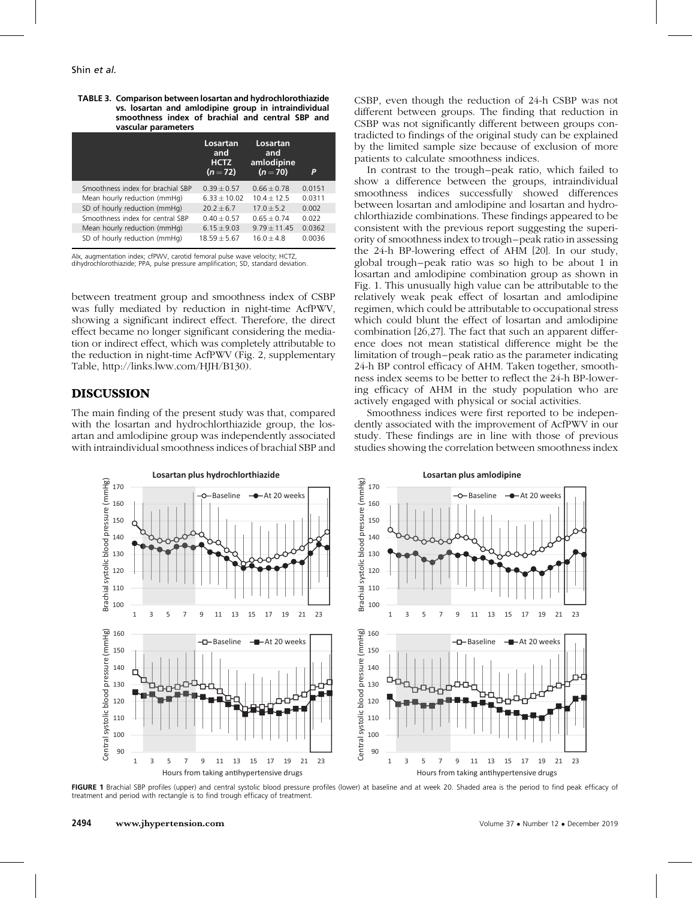TABLE 3. Comparison between losartan and hydrochlorothiazide vs. losartan and amlodipine group in intraindividual smoothness index of brachial and central SBP and vascular parameters

| | Losartan and HCTZ ($n = 72$) | Losartan and amlodipine ($n = 70$) | P |
|---|---|---|---|
| Smoothness index for brachial SBP | 0.39 ± 0.57 | 0.66 ± 0.78 | 0.0151 |
| Mean hourly reduction (mmHg) | 6.33 ± 10.02 | 10.4 ± 12.5 | 0.0311 |
| SD of hourly reduction (mmHg) | 20.2 ± 6.7 | 17.0 ± 5.2 | 0.002 |
| Smoothness index for central SBP | 0.40 ± 0.57 | 0.65 ± 0.74 | 0.022 |
| Mean hourly reduction (mmHg) | 6.15 ± 9.03 | 9.79 ± 11.45 | 0.0362 |
| SD of hourly reduction (mmHg) | 18.59 ± 5.67 | 16.0 ± 4.8 | 0.0036 |

AIx, augmentation index; cfPWV, carotid femoral pulse wave velocity; HCTZ, dihydrochlorothiazide; PPA, pulse pressure amplification; SD, standard deviation.

between treatment group and smoothness index of CSBP was fully mediated by reduction in night-time AcfPWV, showing a significant indirect effect. Therefore, the direct effect became no longer significant considering the mediation or indirect effect, which was completely attributable to the reduction in night-time AcfPWV (Fig. 2, supplementary Table, http://links.lww.com/HJH/B130).

## DISCUSSION

The main finding of the present study was that, compared with the losartan and hydrochlorthiazide group, the losartan and amlodipine group was independently associated with intraindividual smoothness indices of brachial SBP and CSBP, even though the reduction of 24-h CSBP was not different between groups. The finding that reduction in CSBP was not significantly different between groups contradicted to findings of the original study can be explained by the limited sample size because of exclusion of more patients to calculate smoothness indices.

In contrast to the trough–peak ratio, which failed to show a difference between the groups, intraindividual smoothness indices successfully showed differences between losartan and amlodipine and losartan and hydrochlorthiazide combinations. These findings appeared to be consistent with the previous report suggesting the superiority of smoothness index to trough–peak ratio in assessing the 24-h BP-lowering effect of AHM [20]. In our study, global trough–peak ratio was so high to be about 1 in losartan and amlodipine combination group as shown in Fig. 1. This unusually high value can be attributable to the relatively weak peak effect of losartan and amlodipine regimen, which could be attributable to occupational stress which could blunt the effect of losartan and amlodipine combination [26,27]. The fact that such an apparent difference does not mean statistical difference might be the limitation of trough–peak ratio as the parameter indicating 24-h BP control efficacy of AHM. Taken together, smoothness index seems to be better to reflect the 24-h BP-lowering efficacy of AHM in the study population who are actively engaged with physical or social activities.

Smoothness indices were first reported to be independently associated with the improvement of AcfPWV in our study. These findings are in line with those of previous studies showing the correlation between smoothness index

FIGURE 1 Brachial SBP profiles (upper) and central systolic blood pressure profiles (lower) at baseline and at week 20. Shaded area is the period to find peak efficacy of treatment and period with rectangle is to find trough efficacy of treatment.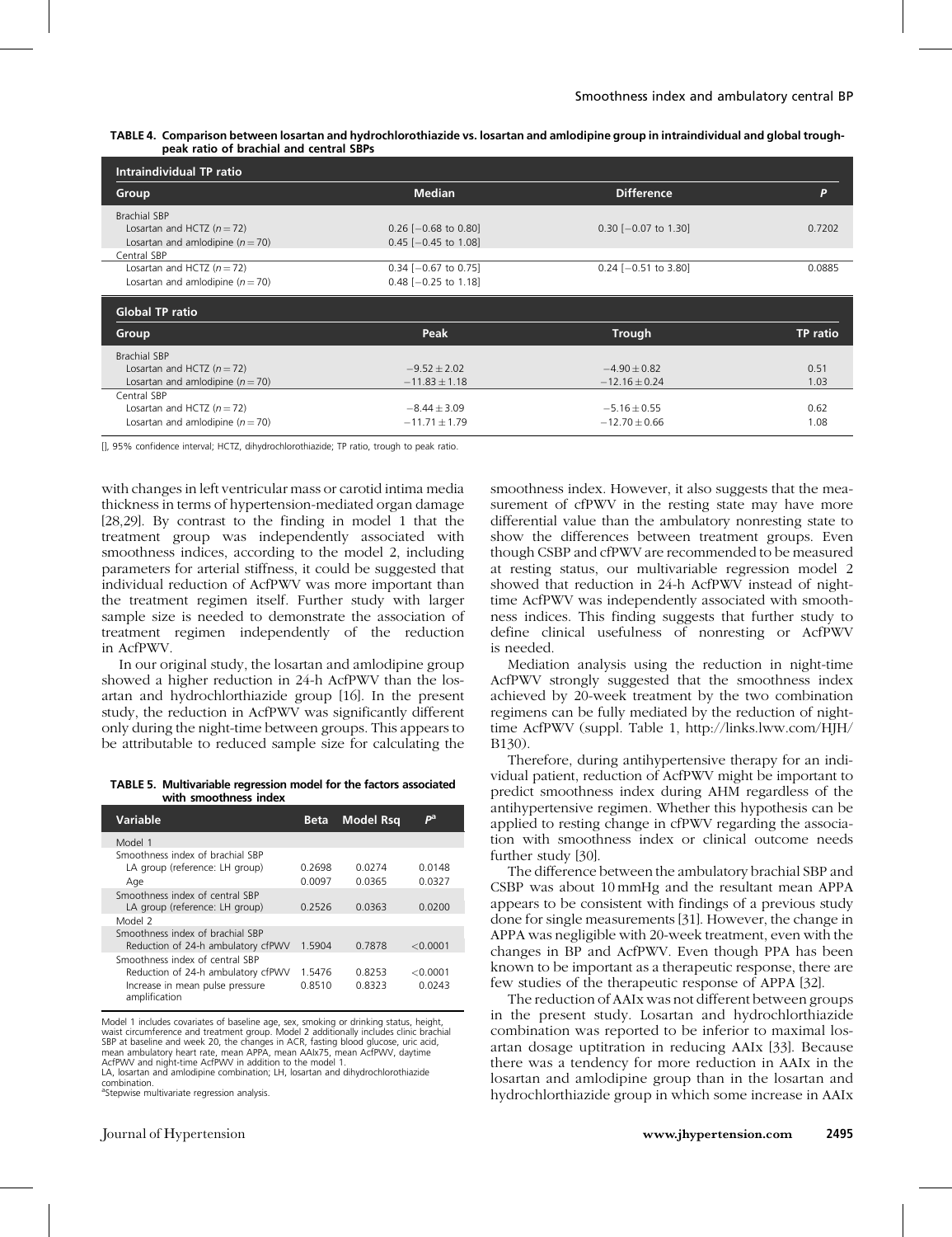**TABLE 4. Comparison between losartan and hydrochlorothiazide vs. losartan and amlodipine group in intraindividual and global trough-peak ratio of brachial and central SBPs**

| Intraindividual TP ratio | | | |
|---|---|---|---|
| **Group** | **Median** | **Difference** | ***P*** |
| Brachial SBP | | | |
| Losartan and HCTZ ($n=72$) | 0.26 [−0.68 to 0.80] | 0.30 [−0.07 to 1.30] | 0.7202 |
| Losartan and amlodipine ($n=70$) | 0.45 [−0.45 to 1.08] | | |
| Central SBP | | | |
| Losartan and HCTZ ($n=72$) | 0.34 [−0.67 to 0.75] | 0.24 [−0.51 to 3.80] | 0.0885 |
| Losartan and amlodipine ($n=70$) | 0.48 [−0.25 to 1.18] | | |

| Global TP ratio | | | |
|---|---|---|---|
| **Group** | **Peak** | **Trough** | **TP ratio** |
| Brachial SBP | | | |
| Losartan and HCTZ ($n=72$) | −9.52 ± 2.02 | −4.90 ± 0.82 | 0.51 |
| Losartan and amlodipine ($n=70$) | −11.83 ± 1.18 | −12.16 ± 0.24 | 1.03 |
| Central SBP | | | |
| Losartan and HCTZ ($n=72$) | −8.44 ± 3.09 | −5.16 ± 0.55 | 0.62 |
| Losartan and amlodipine ($n=70$) | −11.71 ± 1.79 | −12.70 ± 0.66 | 1.08 |

[], 95% confidence interval; HCTZ, dihydrochlorothiazide; TP ratio, trough to peak ratio.

with changes in left ventricular mass or carotid intima media thickness in terms of hypertension-mediated organ damage [28,29]. By contrast to the finding in model 1 that the treatment group was independently associated with smoothness indices, according to the model 2, including parameters for arterial stiffness, it could be suggested that individual reduction of AcfPWV was more important than the treatment regimen itself. Further study with larger sample size is needed to demonstrate the association of treatment regimen independently of the reduction in AcfPWV.

In our original study, the losartan and amlodipine group showed a higher reduction in 24-h AcfPWV than the losartan and hydrochlorthiazide group [16]. In the present study, the reduction in AcfPWV was significantly different only during the night-time between groups. This appears to be attributable to reduced sample size for calculating the smoothness index. However, it also suggests that the measurement of cfPWV in the resting state may have more differential value than the ambulatory nonresting state to show the differences between treatment groups. Even though CSBP and cfPWV are recommended to be measured at resting status, our multivariable regression model 2 showed that reduction in 24-h AcfPWV instead of night-time AcfPWV was independently associated with smoothness indices. This finding suggests that further study to define clinical usefulness of nonresting or AcfPWV is needed.

**TABLE 5. Multivariable regression model for the factors associated with smoothness index**

| Variable | Beta | Model Rsq | $P$[a] |
|---|---|---|---|
| Model 1 | | | |
| Smoothness index of brachial SBP | | | |
| LA group (reference: LH group) | 0.2698 | 0.0274 | 0.0148 |
| Age | 0.0097 | 0.0365 | 0.0327 |
| Smoothness index of central SBP | | | |
| LA group (reference: LH group) | 0.2526 | 0.0363 | 0.0200 |
| Model 2 | | | |
| Smoothness index of brachial SBP | | | |
| Reduction of 24-h ambulatory cfPWV | 1.5904 | 0.7878 | <0.0001 |
| Smoothness index of central SBP | | | |
| Reduction of 24-h ambulatory cfPWV | 1.5476 | 0.8253 | <0.0001 |
| Increase in mean pulse pressure amplification | 0.8510 | 0.8323 | 0.0243 |

Model 1 includes covariates of baseline age, sex, smoking or drinking status, height, waist circumference and treatment group. Model 2 additionally includes clinic brachial SBP at baseline and week 20, the changes in ACR, fasting blood glucose, uric acid, mean ambulatory heart rate, mean APPA, mean AAIx75, mean AcfPWV, daytime AcfPWV and night-time AcfPWV in addition to the model 1.
LA, losartan and amlodipine combination; LH, losartan and dihydrochlorothiazide combination.
[a]Stepwise multivariate regression analysis.

Mediation analysis using the reduction in night-time AcfPWV strongly suggested that the smoothness index achieved by 20-week treatment by the two combination regimens can be fully mediated by the reduction of night-time AcfPWV (suppl. Table 1, http://links.lww.com/HJH/B130).

Therefore, during antihypertensive therapy for an individual patient, reduction of AcfPWV might be important to predict smoothness index during AHM regardless of the antihypertensive regimen. Whether this hypothesis can be applied to resting change in cfPWV regarding the association with smoothness index or clinical outcome needs further study [30].

The difference between the ambulatory brachial SBP and CSBP was about 10 mmHg and the resultant mean APPA appears to be consistent with findings of a previous study done for single measurements [31]. However, the change in APPA was negligible with 20-week treatment, even with the changes in BP and AcfPWV. Even though PPA has been known to be important as a therapeutic response, there are few studies of the therapeutic response of APPA [32].

The reduction of AAIx was not different between groups in the present study. Losartan and hydrochlorthiazide combination was reported to be inferior to maximal losartan dosage uptitration in reducing AAIx [33]. Because there was a tendency for more reduction in AAIx in the losartan and amlodipine group than in the losartan and hydrochlorthiazide group in which some increase in AAIx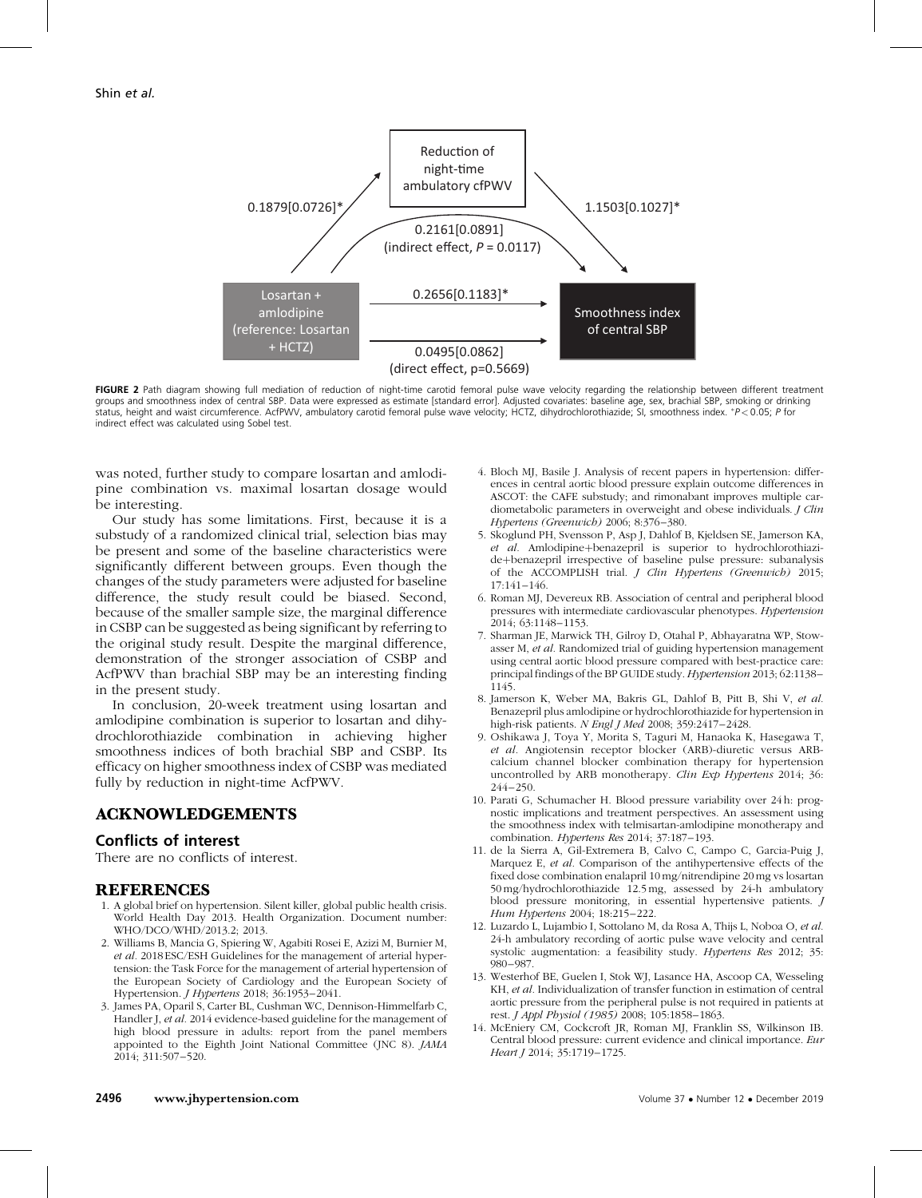FIGURE 2 Path diagram showing full mediation of reduction of night-time carotid femoral pulse wave velocity regarding the relationship between different treatment groups and smoothness index of central SBP. Data were expressed as estimate [standard error]. Adjusted covariates: baseline age, sex, brachial SBP, smoking or drinking status, height and waist circumference. AcfPWV, ambulatory carotid femoral pulse wave velocity; HCTZ, dihydrochlorothiazide; SI, smoothness index. *$P < 0.05$; $P$ for indirect effect was calculated using Sobel test.

was noted, further study to compare losartan and amlodipine combination vs. maximal losartan dosage would be interesting.

Our study has some limitations. First, because it is a substudy of a randomized clinical trial, selection bias may be present and some of the baseline characteristics were significantly different between groups. Even though the changes of the study parameters were adjusted for baseline difference, the study result could be biased. Second, because of the smaller sample size, the marginal difference in CSBP can be suggested as being significant by referring to the original study result. Despite the marginal difference, demonstration of the stronger association of CSBP and AcfPWV than brachial SBP may be an interesting finding in the present study.

In conclusion, 20-week treatment using losartan and amlodipine combination is superior to losartan and dihydrochlorothiazide combination in achieving higher smoothness indices of both brachial SBP and CSBP. Its efficacy on higher smoothness index of CSBP was mediated fully by reduction in night-time AcfPWV.

## ACKNOWLEDGEMENTS

### Conflicts of interest

There are no conflicts of interest.

## REFERENCES

1. A global brief on hypertension. Silent killer, global public health crisis. World Health Day 2013. Health Organization. Document number: WHO/DCO/WHD/2013.2; 2013.
2. Williams B, Mancia G, Spiering W, Agabiti Rosei E, Azizi M, Burnier M, *et al.* 2018 ESC/ESH Guidelines for the management of arterial hypertension: the Task Force for the management of arterial hypertension of the European Society of Cardiology and the European Society of Hypertension. *J Hypertens* 2018; 36:1953–2041.
3. James PA, Oparil S, Carter BL, Cushman WC, Dennison-Himmelfarb C, Handler J, *et al.* 2014 evidence-based guideline for the management of high blood pressure in adults: report from the panel members appointed to the Eighth Joint National Committee (JNC 8). *JAMA* 2014; 311:507–520.
4. Bloch MJ, Basile J. Analysis of recent papers in hypertension: differences in central aortic blood pressure explain outcome differences in ASCOT: the CAFE substudy; and rimonabant improves multiple cardiometabolic parameters in overweight and obese individuals. *J Clin Hypertens (Greenwich)* 2006; 8:376–380.
5. Skoglund PH, Svensson P, Asp J, Dahlof B, Kjeldsen SE, Jamerson KA, *et al.* Amlodipine+benazepril is superior to hydrochlorothiazide+benazepril irrespective of baseline pulse pressure: subanalysis of the ACCOMPLISH trial. *J Clin Hypertens (Greenwich)* 2015; 17:141–146.
6. Roman MJ, Devereux RB. Association of central and peripheral blood pressures with intermediate cardiovascular phenotypes. *Hypertension* 2014; 63:1148–1153.
7. Sharman JE, Marwick TH, Gilroy D, Otahal P, Abhayaratna WP, Stowasser M, *et al.* Randomized trial of guiding hypertension management using central aortic blood pressure compared with best-practice care: principal findings of the BP GUIDE study. *Hypertension* 2013; 62:1138–1145.
8. Jamerson K, Weber MA, Bakris GL, Dahlof B, Pitt B, Shi V, *et al.* Benazepril plus amlodipine or hydrochlorothiazide for hypertension in high-risk patients. *N Engl J Med* 2008; 359:2417–2428.
9. Oshikawa J, Toya Y, Morita S, Taguri M, Hanaoka K, Hasegawa T, *et al.* Angiotensin receptor blocker (ARB)-diuretic versus ARB-calcium channel blocker combination therapy for hypertension uncontrolled by ARB monotherapy. *Clin Exp Hypertens* 2014; 36: 244–250.
10. Parati G, Schumacher H. Blood pressure variability over 24 h: prognostic implications and treatment perspectives. An assessment using the smoothness index with telmisartan-amlodipine monotherapy and combination. *Hypertens Res* 2014; 37:187–193.
11. de la Sierra A, Gil-Extremera B, Calvo C, Campo C, Garcia-Puig J, Marquez E, *et al.* Comparison of the antihypertensive effects of the fixed dose combination enalapril 10 mg/nitrendipine 20 mg vs losartan 50 mg/hydrochlorothiazide 12.5 mg, assessed by 24-h ambulatory blood pressure monitoring, in essential hypertensive patients. *J Hum Hypertens* 2004; 18:215–222.
12. Luzardo L, Lujambio I, Sottolano M, da Rosa A, Thijs L, Noboa O, *et al.* 24-h ambulatory recording of aortic pulse wave velocity and central systolic augmentation: a feasibility study. *Hypertens Res* 2012; 35: 980–987.
13. Westerhof BE, Guelen I, Stok WJ, Lasance HA, Ascoop CA, Wesseling KH, *et al.* Individualization of transfer function in estimation of central aortic pressure from the peripheral pulse is not required in patients at rest. *J Appl Physiol (1985)* 2008; 105:1858–1863.
14. McEniery CM, Cockcroft JR, Roman MJ, Franklin SS, Wilkinson IB. Central blood pressure: current evidence and clinical importance. *Eur Heart J* 2014; 35:1719–1725.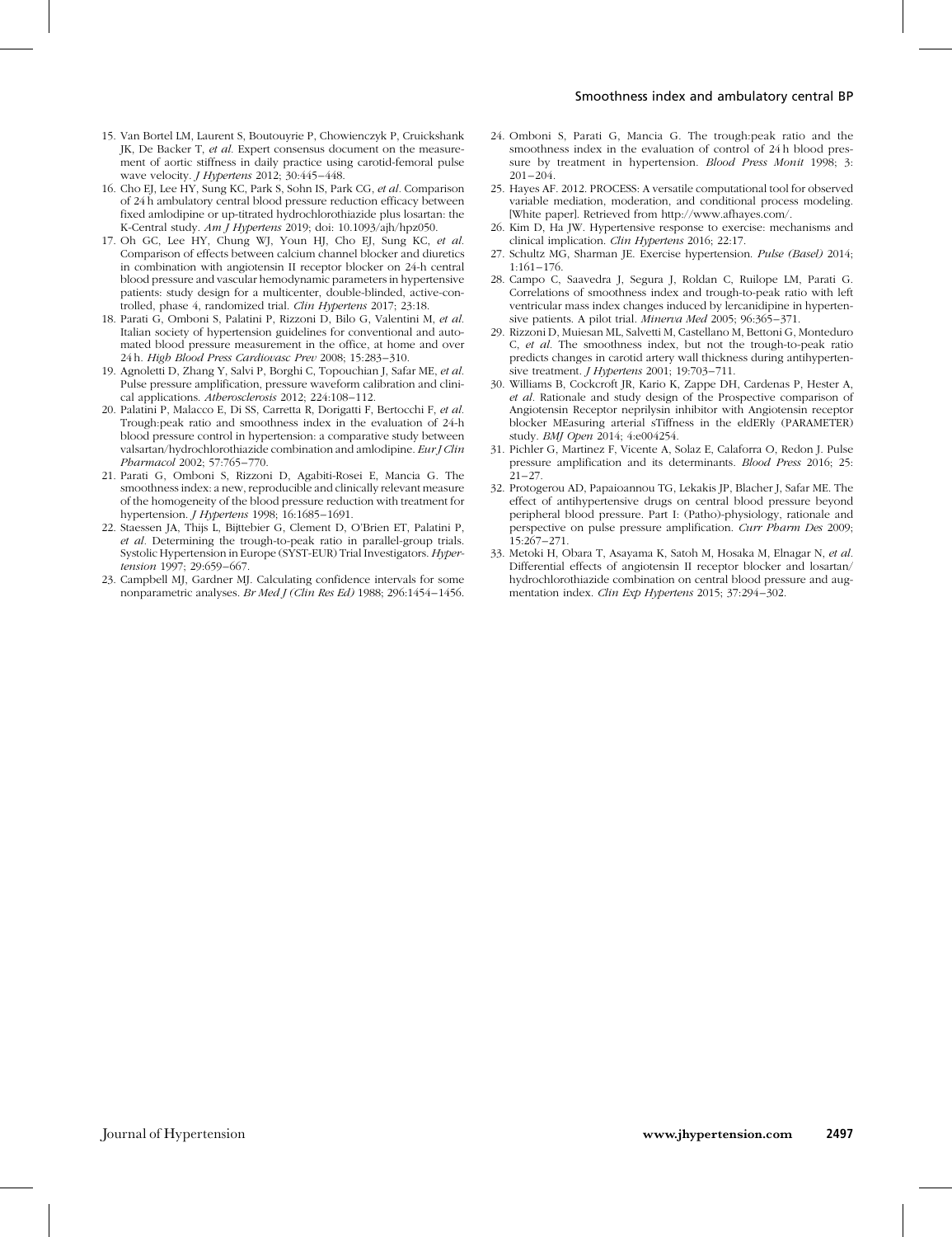15. Van Bortel LM, Laurent S, Boutouyrie P, Chowienczyk P, Cruickshank JK, De Backer T, *et al.* Expert consensus document on the measurement of aortic stiffness in daily practice using carotid-femoral pulse wave velocity. *J Hypertens* 2012; 30:445–448.
16. Cho EJ, Lee HY, Sung KC, Park S, Sohn IS, Park CG, *et al*. Comparison of 24 h ambulatory central blood pressure reduction efficacy between fixed amlodipine or up-titrated hydrochlorothiazide plus losartan: the K-Central study. *Am J Hypertens* 2019; doi: 10.1093/ajh/hpz050.
17. Oh GC, Lee HY, Chung WJ, Youn HJ, Cho EJ, Sung KC, *et al.* Comparison of effects between calcium channel blocker and diuretics in combination with angiotensin II receptor blocker on 24-h central blood pressure and vascular hemodynamic parameters in hypertensive patients: study design for a multicenter, double-blinded, active-controlled, phase 4, randomized trial. *Clin Hypertens* 2017; 23:18.
18. Parati G, Omboni S, Palatini P, Rizzoni D, Bilo G, Valentini M, *et al.* Italian society of hypertension guidelines for conventional and automated blood pressure measurement in the office, at home and over 24 h. *High Blood Press Cardiovasc Prev* 2008; 15:283–310.
19. Agnoletti D, Zhang Y, Salvi P, Borghi C, Topouchian J, Safar ME, *et al.* Pulse pressure amplification, pressure waveform calibration and clinical applications. *Atherosclerosis* 2012; 224:108–112.
20. Palatini P, Malacco E, Di SS, Carretta R, Dorigatti F, Bertocchi F, *et al.* Trough:peak ratio and smoothness index in the evaluation of 24-h blood pressure control in hypertension: a comparative study between valsartan/hydrochlorothiazide combination and amlodipine. *Eur J Clin Pharmacol* 2002; 57:765–770.
21. Parati G, Omboni S, Rizzoni D, Agabiti-Rosei E, Mancia G. The smoothness index: a new, reproducible and clinically relevant measure of the homogeneity of the blood pressure reduction with treatment for hypertension. *J Hypertens* 1998; 16:1685–1691.
22. Staessen JA, Thijs L, Bijttebier G, Clement D, O'Brien ET, Palatini P, *et al.* Determining the trough-to-peak ratio in parallel-group trials. Systolic Hypertension in Europe (SYST-EUR) Trial Investigators. *Hypertension* 1997; 29:659–667.
23. Campbell MJ, Gardner MJ. Calculating confidence intervals for some nonparametric analyses. *Br Med J (Clin Res Ed)* 1988; 296:1454–1456.
24. Omboni S, Parati G, Mancia G. The trough:peak ratio and the smoothness index in the evaluation of control of 24 h blood pressure by treatment in hypertension. *Blood Press Monit* 1998; 3: 201–204.
25. Hayes AF. 2012. PROCESS: A versatile computational tool for observed variable mediation, moderation, and conditional process modeling. [White paper]. Retrieved from http://www.afhayes.com/.
26. Kim D, Ha JW. Hypertensive response to exercise: mechanisms and clinical implication. *Clin Hypertens* 2016; 22:17.
27. Schultz MG, Sharman JE. Exercise hypertension. *Pulse (Basel)* 2014; 1:161–176.
28. Campo C, Saavedra J, Segura J, Roldan C, Ruilope LM, Parati G. Correlations of smoothness index and trough-to-peak ratio with left ventricular mass index changes induced by lercanidipine in hypertensive patients. A pilot trial. *Minerva Med* 2005; 96:365–371.
29. Rizzoni D, Muiesan ML, Salvetti M, Castellano M, Bettoni G, Monteduro C, *et al.* The smoothness index, but not the trough-to-peak ratio predicts changes in carotid artery wall thickness during antihypertensive treatment. *J Hypertens* 2001; 19:703–711.
30. Williams B, Cockcroft JR, Kario K, Zappe DH, Cardenas P, Hester A, *et al.* Rationale and study design of the Prospective comparison of Angiotensin Receptor neprilysin inhibitor with Angiotensin receptor blocker MEasuring arterial sTiffness in the eldERly (PARAMETER) study. *BMJ Open* 2014; 4:e004254.
31. Pichler G, Martinez F, Vicente A, Solaz E, Calaforra O, Redon J. Pulse pressure amplification and its determinants. *Blood Press* 2016; 25: 21–27.
32. Protogerou AD, Papaioannou TG, Lekakis JP, Blacher J, Safar ME. The effect of antihypertensive drugs on central blood pressure beyond peripheral blood pressure. Part I: (Patho)-physiology, rationale and perspective on pulse pressure amplification. *Curr Pharm Des* 2009; 15:267–271.
33. Metoki H, Obara T, Asayama K, Satoh M, Hosaka M, Elnagar N, *et al.* Differential effects of angiotensin II receptor blocker and losartan/hydrochlorothiazide combination on central blood pressure and augmentation index. *Clin Exp Hypertens* 2015; 37:294–302.